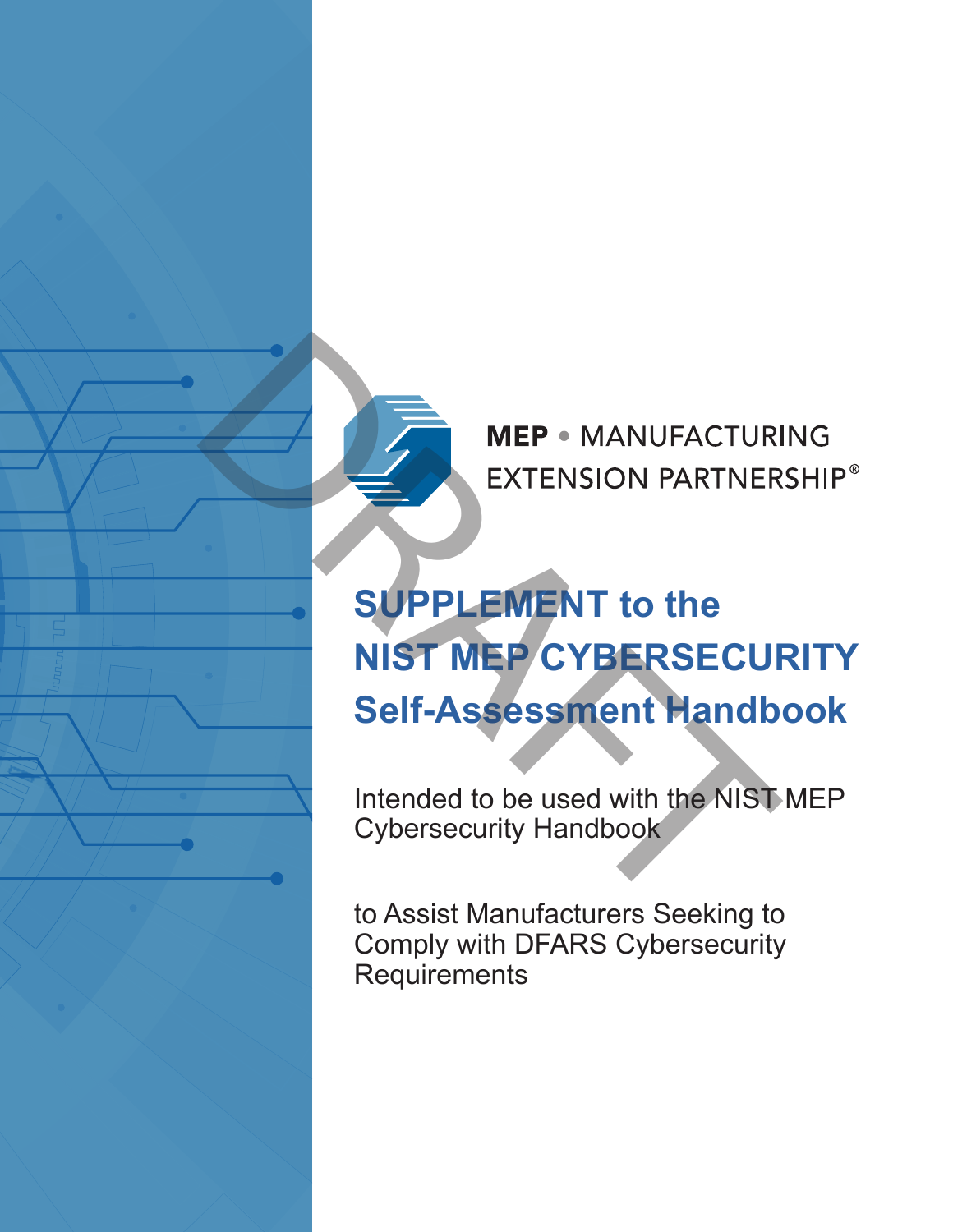MEP • MANUFACTURING EXTENSION PARTNERSHIP®

# SUPPLEMENT to the NIST MEP CYBERSECURITY Self-Assessment Handbook

Intended to be used with the NIST MEP Cybersecurity Handbook

to Assist Manufacturers Seeking to Comply with DFARS Cybersecurity Requirements

DRAFT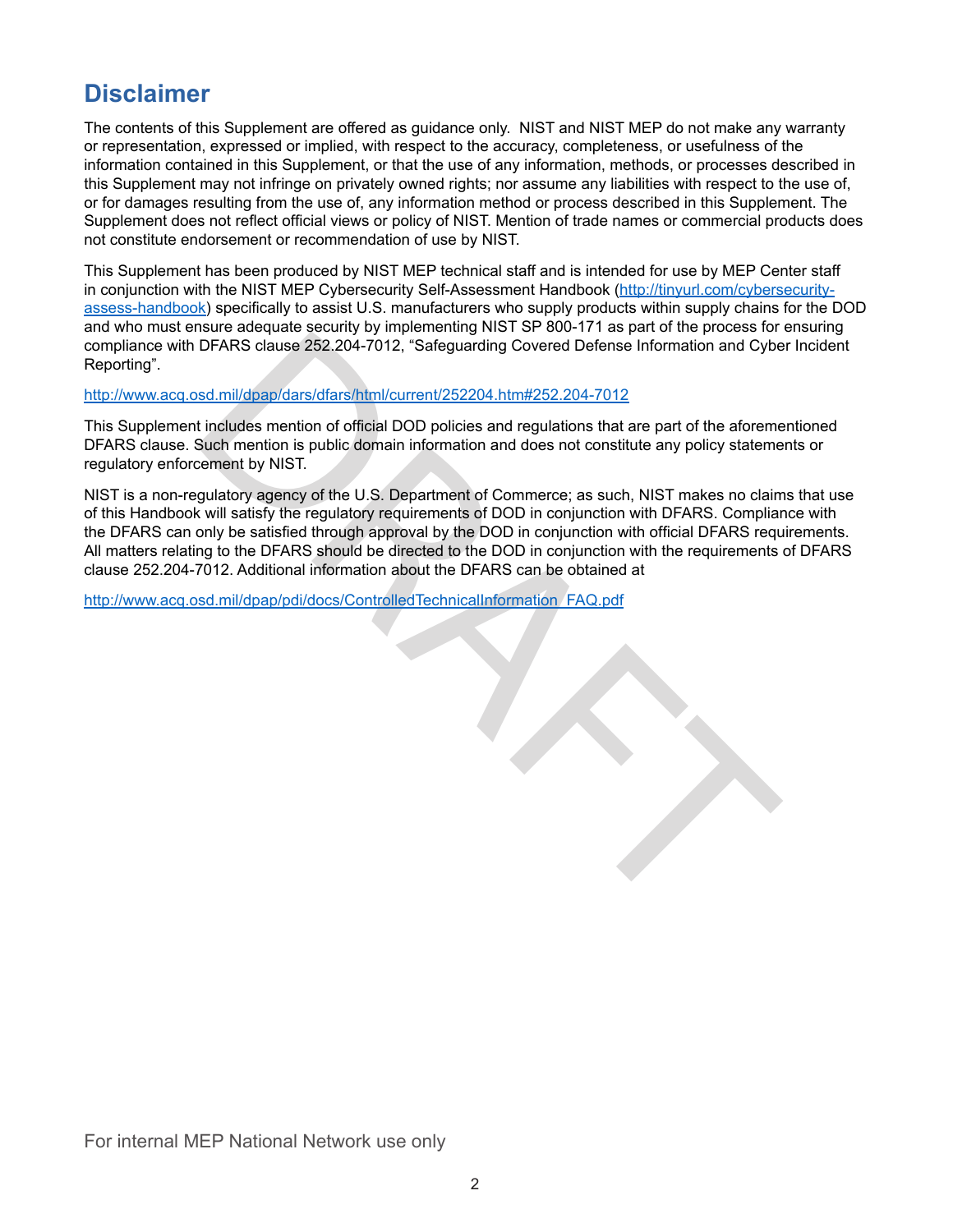# Disclaimer

The contents of this Supplement are offered as guidance only. NIST and NIST MEP do not make any warranty or representation, expressed or implied, with respect to the accuracy, completeness, or usefulness of the information contained in this Supplement, or that the use of any information, methods, or processes described in this Supplement may not infringe on privately owned rights; nor assume any liabilities with respect to the use of, or for damages resulting from the use of, any information method or process described in this Supplement. The Supplement does not reflect official views or policy of NIST. Mention of trade names or commercial products does not constitute endorsement or recommendation of use by NIST.

This Supplement has been produced by NIST MEP technical staff and is intended for use by MEP Center staff in conjunction with the NIST MEP Cybersecurity Self-Assessment Handbook (http://tinyurl.com/cybersecurity-assess-handbook) specifically to assist U.S. manufacturers who supply products within supply chains for the DOD and who must ensure adequate security by implementing NIST SP 800-171 as part of the process for ensuring compliance with DFARS clause 252.204-7012, "Safeguarding Covered Defense Information and Cyber Incident Reporting".

http://www.acq.osd.mil/dpap/dars/dfars/html/current/252204.htm#252.204-7012

This Supplement includes mention of official DOD policies and regulations that are part of the aforementioned DFARS clause. Such mention is public domain information and does not constitute any policy statements or regulatory enforcement by NIST.

NIST is a non-regulatory agency of the U.S. Department of Commerce; as such, NIST makes no claims that use of this Handbook will satisfy the regulatory requirements of DOD in conjunction with DFARS. Compliance with the DFARS can only be satisfied through approval by the DOD in conjunction with official DFARS requirements. All matters relating to the DFARS should be directed to the DOD in conjunction with the requirements of DFARS clause 252.204-7012. Additional information about the DFARS can be obtained at

http://www.acq.osd.mil/dpap/pdi/docs/ControlledTechnicalInformation_FAQ.pdf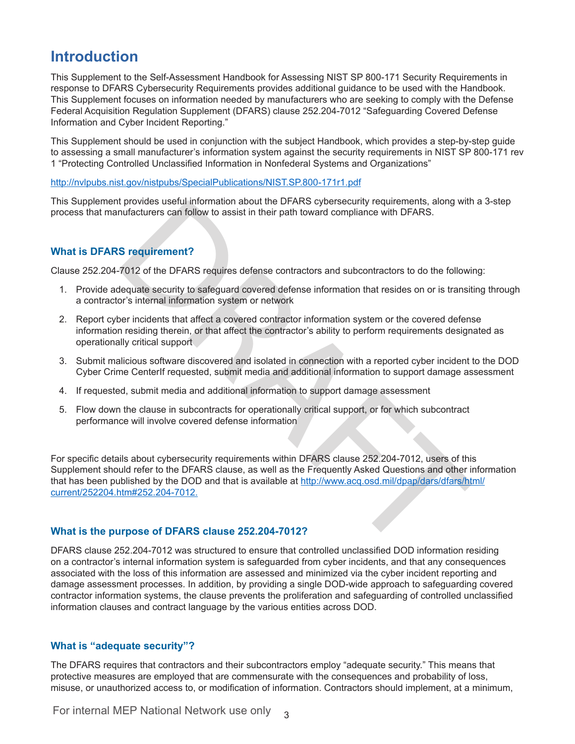# Introduction

This Supplement to the Self-Assessment Handbook for Assessing NIST SP 800-171 Security Requirements in response to DFARS Cybersecurity Requirements provides additional guidance to be used with the Handbook. This Supplement focuses on information needed by manufacturers who are seeking to comply with the Defense Federal Acquisition Regulation Supplement (DFARS) clause 252.204-7012 "Safeguarding Covered Defense Information and Cyber Incident Reporting."

This Supplement should be used in conjunction with the subject Handbook, which provides a step-by-step guide to assessing a small manufacturer's information system against the security requirements in NIST SP 800-171 rev 1 "Protecting Controlled Unclassified Information in Nonfederal Systems and Organizations"

http://nvlpubs.nist.gov/nistpubs/SpecialPublications/NIST.SP.800-171r1.pdf

This Supplement provides useful information about the DFARS cybersecurity requirements, along with a 3-step process that manufacturers can follow to assist in their path toward compliance with DFARS.

### What is DFARS requirement?

Clause 252.204-7012 of the DFARS requires defense contractors and subcontractors to do the following:

1. Provide adequate security to safeguard covered defense information that resides on or is transiting through a contractor's internal information system or network
2. Report cyber incidents that affect a covered contractor information system or the covered defense information residing therein, or that affect the contractor's ability to perform requirements designated as operationally critical support
3. Submit malicious software discovered and isolated in connection with a reported cyber incident to the DOD Cyber Crime CenterIf requested, submit media and additional information to support damage assessment
4. If requested, submit media and additional information to support damage assessment
5. Flow down the clause in subcontracts for operationally critical support, or for which subcontract performance will involve covered defense information

For specific details about cybersecurity requirements within DFARS clause 252.204-7012, users of this Supplement should refer to the DFARS clause, as well as the Frequently Asked Questions and other information that has been published by the DOD and that is available at http://www.acq.osd.mil/dpap/dars/dfars/html/current/252204.htm#252.204-7012.

### What is the purpose of DFARS clause 252.204-7012?

DFARS clause 252.204-7012 was structured to ensure that controlled unclassified DOD information residing on a contractor's internal information system is safeguarded from cyber incidents, and that any consequences associated with the loss of this information are assessed and minimized via the cyber incident reporting and damage assessment processes. In addition, by providing a single DOD-wide approach to safeguarding covered contractor information systems, the clause prevents the proliferation and safeguarding of controlled unclassified information clauses and contract language by the various entities across DOD.

### What is "adequate security"?

The DFARS requires that contractors and their subcontractors employ "adequate security." This means that protective measures are employed that are commensurate with the consequences and probability of loss, misuse, or unauthorized access to, or modification of information. Contractors should implement, at a minimum,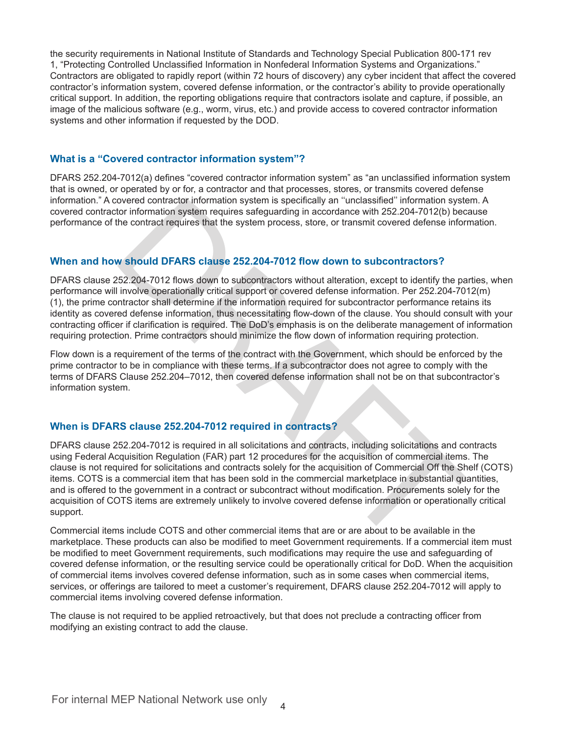the security requirements in National Institute of Standards and Technology Special Publication 800-171 rev 1, "Protecting Controlled Unclassified Information in Nonfederal Information Systems and Organizations." Contractors are obligated to rapidly report (within 72 hours of discovery) any cyber incident that affect the covered contractor's information system, covered defense information, or the contractor's ability to provide operationally critical support. In addition, the reporting obligations require that contractors isolate and capture, if possible, an image of the malicious software (e.g., worm, virus, etc.) and provide access to covered contractor information systems and other information if requested by the DOD.

### What is a "Covered contractor information system"?

DFARS 252.204-7012(a) defines "covered contractor information system" as "an unclassified information system that is owned, or operated by or for, a contractor and that processes, stores, or transmits covered defense information." A covered contractor information system is specifically an ''unclassified'' information system. A covered contractor information system requires safeguarding in accordance with 252.204-7012(b) because performance of the contract requires that the system process, store, or transmit covered defense information.

### When and how should DFARS clause 252.204-7012 flow down to subcontractors?

DFARS clause 252.204-7012 flows down to subcontractors without alteration, except to identify the parties, when performance will involve operationally critical support or covered defense information. Per 252.204-7012(m)(1), the prime contractor shall determine if the information required for subcontractor performance retains its identity as covered defense information, thus necessitating flow-down of the clause. You should consult with your contracting officer if clarification is required. The DoD's emphasis is on the deliberate management of information requiring protection. Prime contractors should minimize the flow down of information requiring protection.

Flow down is a requirement of the terms of the contract with the Government, which should be enforced by the prime contractor to be in compliance with these terms. If a subcontractor does not agree to comply with the terms of DFARS Clause 252.204–7012, then covered defense information shall not be on that subcontractor's information system.

### When is DFARS clause 252.204-7012 required in contracts?

DFARS clause 252.204-7012 is required in all solicitations and contracts, including solicitations and contracts using Federal Acquisition Regulation (FAR) part 12 procedures for the acquisition of commercial items. The clause is not required for solicitations and contracts solely for the acquisition of Commercial Off the Shelf (COTS) items. COTS is a commercial item that has been sold in the commercial marketplace in substantial quantities, and is offered to the government in a contract or subcontract without modification. Procurements solely for the acquisition of COTS items are extremely unlikely to involve covered defense information or operationally critical support.

Commercial items include COTS and other commercial items that are or are about to be available in the marketplace. These products can also be modified to meet Government requirements. If a commercial item must be modified to meet Government requirements, such modifications may require the use and safeguarding of covered defense information, or the resulting service could be operationally critical for DoD. When the acquisition of commercial items involves covered defense information, such as in some cases when commercial items, services, or offerings are tailored to meet a customer's requirement, DFARS clause 252.204-7012 will apply to commercial items involving covered defense information.

The clause is not required to be applied retroactively, but that does not preclude a contracting officer from modifying an existing contract to add the clause.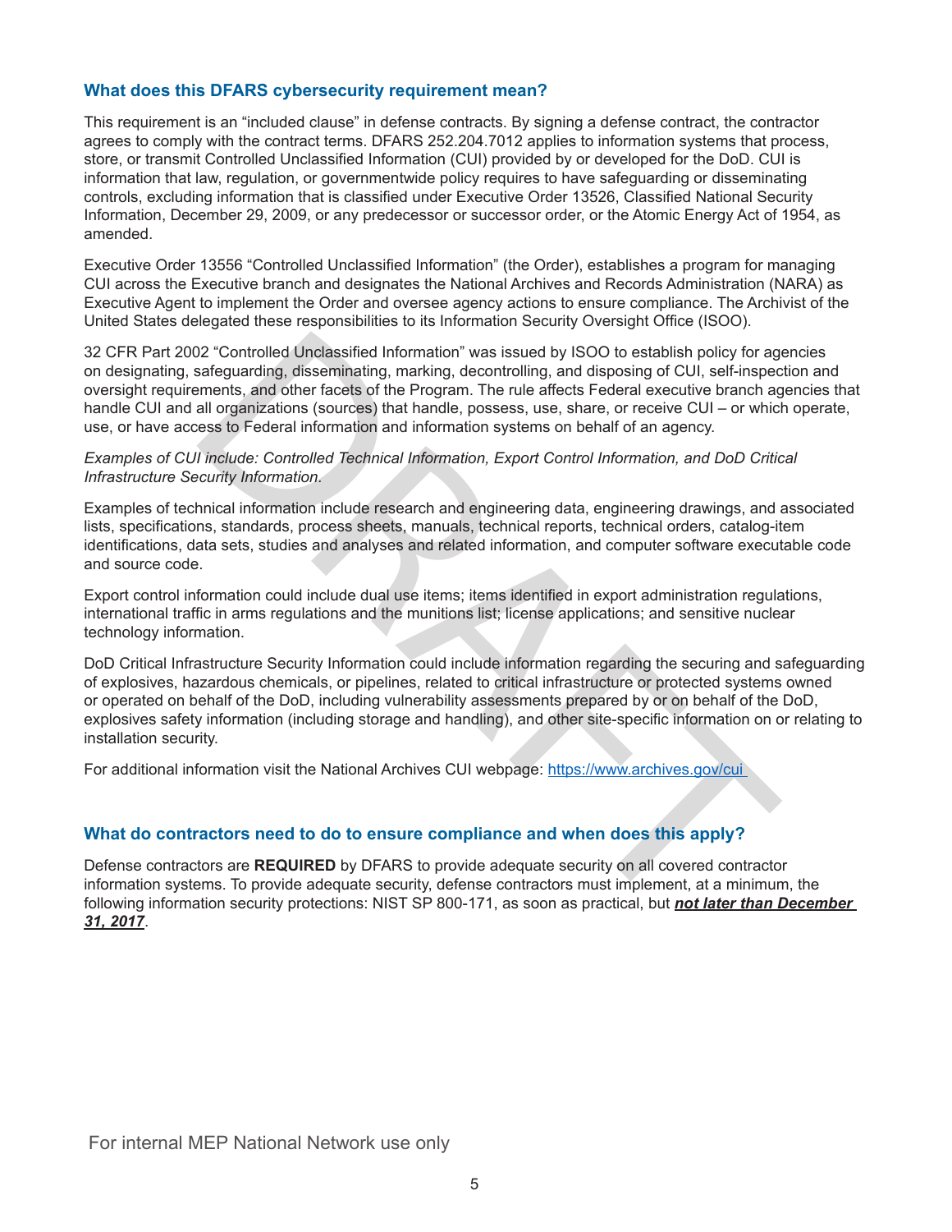## What does this DFARS cybersecurity requirement mean?

This requirement is an "included clause" in defense contracts. By signing a defense contract, the contractor agrees to comply with the contract terms. DFARS 252.204.7012 applies to information systems that process, store, or transmit Controlled Unclassified Information (CUI) provided by or developed for the DoD. CUI is information that law, regulation, or governmentwide policy requires to have safeguarding or disseminating controls, excluding information that is classified under Executive Order 13526, Classified National Security Information, December 29, 2009, or any predecessor or successor order, or the Atomic Energy Act of 1954, as amended.

Executive Order 13556 "Controlled Unclassified Information" (the Order), establishes a program for managing CUI across the Executive branch and designates the National Archives and Records Administration (NARA) as Executive Agent to implement the Order and oversee agency actions to ensure compliance. The Archivist of the United States delegated these responsibilities to its Information Security Oversight Office (ISOO).

32 CFR Part 2002 "Controlled Unclassified Information" was issued by ISOO to establish policy for agencies on designating, safeguarding, disseminating, marking, decontrolling, and disposing of CUI, self-inspection and oversight requirements, and other facets of the Program. The rule affects Federal executive branch agencies that handle CUI and all organizations (sources) that handle, possess, use, share, or receive CUI – or which operate, use, or have access to Federal information and information systems on behalf of an agency.

*Examples of CUI include: Controlled Technical Information, Export Control Information, and DoD Critical Infrastructure Security Information.*

Examples of technical information include research and engineering data, engineering drawings, and associated lists, specifications, standards, process sheets, manuals, technical reports, technical orders, catalog-item identifications, data sets, studies and analyses and related information, and computer software executable code and source code.

Export control information could include dual use items; items identified in export administration regulations, international traffic in arms regulations and the munitions list; license applications; and sensitive nuclear technology information.

DoD Critical Infrastructure Security Information could include information regarding the securing and safeguarding of explosives, hazardous chemicals, or pipelines, related to critical infrastructure or protected systems owned or operated on behalf of the DoD, including vulnerability assessments prepared by or on behalf of the DoD, explosives safety information (including storage and handling), and other site-specific information on or relating to installation security.

For additional information visit the National Archives CUI webpage: https://www.archives.gov/cui

## What do contractors need to do to ensure compliance and when does this apply?

Defense contractors are **REQUIRED** by DFARS to provide adequate security on all covered contractor information systems. To provide adequate security, defense contractors must implement, at a minimum, the following information security protections: NIST SP 800-171, as soon as practical, but ***not later than December 31, 2017***.

For internal MEP National Network use only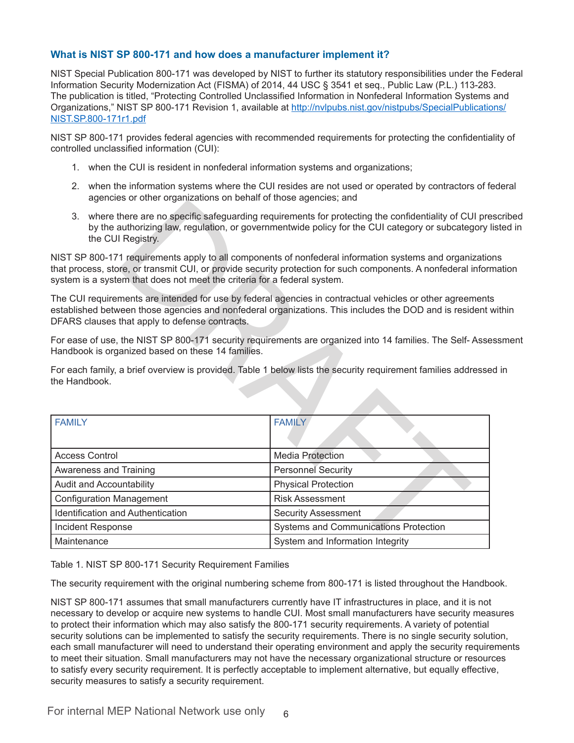### What is NIST SP 800-171 and how does a manufacturer implement it?

NIST Special Publication 800-171 was developed by NIST to further its statutory responsibilities under the Federal Information Security Modernization Act (FISMA) of 2014, 44 USC § 3541 et seq., Public Law (P.L.) 113-283. The publication is titled, "Protecting Controlled Unclassified Information in Nonfederal Information Systems and Organizations," NIST SP 800-171 Revision 1, available at [http://nvlpubs.nist.gov/nistpubs/SpecialPublications/NIST.SP.800-171r1.pdf](http://nvlpubs.nist.gov/nistpubs/SpecialPublications/NIST.SP.800-171r1.pdf)

NIST SP 800-171 provides federal agencies with recommended requirements for protecting the confidentiality of controlled unclassified information (CUI):

1. when the CUI is resident in nonfederal information systems and organizations;
2. when the information systems where the CUI resides are not used or operated by contractors of federal agencies or other organizations on behalf of those agencies; and
3. where there are no specific safeguarding requirements for protecting the confidentiality of CUI prescribed by the authorizing law, regulation, or governmentwide policy for the CUI category or subcategory listed in the CUI Registry.

NIST SP 800-171 requirements apply to all components of nonfederal information systems and organizations that process, store, or transmit CUI, or provide security protection for such components. A nonfederal information system is a system that does not meet the criteria for a federal system.

The CUI requirements are intended for use by federal agencies in contractual vehicles or other agreements established between those agencies and nonfederal organizations. This includes the DOD and is resident within DFARS clauses that apply to defense contracts.

For ease of use, the NIST SP 800-171 security requirements are organized into 14 families. The Self- Assessment Handbook is organized based on these 14 families.

For each family, a brief overview is provided. Table 1 below lists the security requirement families addressed in the Handbook.

| FAMILY | FAMILY |
|---|---|
| Access Control | Media Protection |
| Awareness and Training | Personnel Security |
| Audit and Accountability | Physical Protection |
| Configuration Management | Risk Assessment |
| Identification and Authentication | Security Assessment |
| Incident Response | Systems and Communications Protection |
| Maintenance | System and Information Integrity |

Table 1. NIST SP 800-171 Security Requirement Families

The security requirement with the original numbering scheme from 800-171 is listed throughout the Handbook.

NIST SP 800-171 assumes that small manufacturers currently have IT infrastructures in place, and it is not necessary to develop or acquire new systems to handle CUI. Most small manufacturers have security measures to protect their information which may also satisfy the 800-171 security requirements. A variety of potential security solutions can be implemented to satisfy the security requirements. There is no single security solution, each small manufacturer will need to understand their operating environment and apply the security requirements to meet their situation. Small manufacturers may not have the necessary organizational structure or resources to satisfy every security requirement. It is perfectly acceptable to implement alternative, but equally effective, security measures to satisfy a security requirement.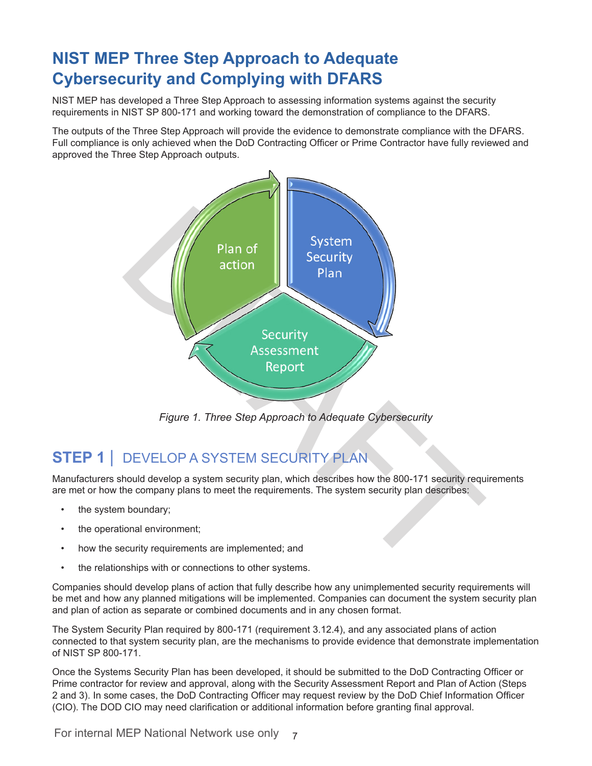# NIST MEP Three Step Approach to Adequate Cybersecurity and Complying with DFARS

NIST MEP has developed a Three Step Approach to assessing information systems against the security requirements in NIST SP 800-171 and working toward the demonstration of compliance to the DFARS.

The outputs of the Three Step Approach will provide the evidence to demonstrate compliance with the DFARS. Full compliance is only achieved when the DoD Contracting Officer or Prime Contractor have fully reviewed and approved the Three Step Approach outputs.

*Figure 1. Three Step Approach to Adequate Cybersecurity*

## STEP 1 | DEVELOP A SYSTEM SECURITY PLAN

Manufacturers should develop a system security plan, which describes how the 800-171 security requirements are met or how the company plans to meet the requirements. The system security plan describes:

- the system boundary;
- the operational environment;
- how the security requirements are implemented; and
- the relationships with or connections to other systems.

Companies should develop plans of action that fully describe how any unimplemented security requirements will be met and how any planned mitigations will be implemented. Companies can document the system security plan and plan of action as separate or combined documents and in any chosen format.

The System Security Plan required by 800-171 (requirement 3.12.4), and any associated plans of action connected to that system security plan, are the mechanisms to provide evidence that demonstrate implementation of NIST SP 800-171.

Once the Systems Security Plan has been developed, it should be submitted to the DoD Contracting Officer or Prime contractor for review and approval, along with the Security Assessment Report and Plan of Action (Steps 2 and 3). In some cases, the DoD Contracting Officer may request review by the DoD Chief Information Officer (CIO). The DOD CIO may need clarification or additional information before granting final approval.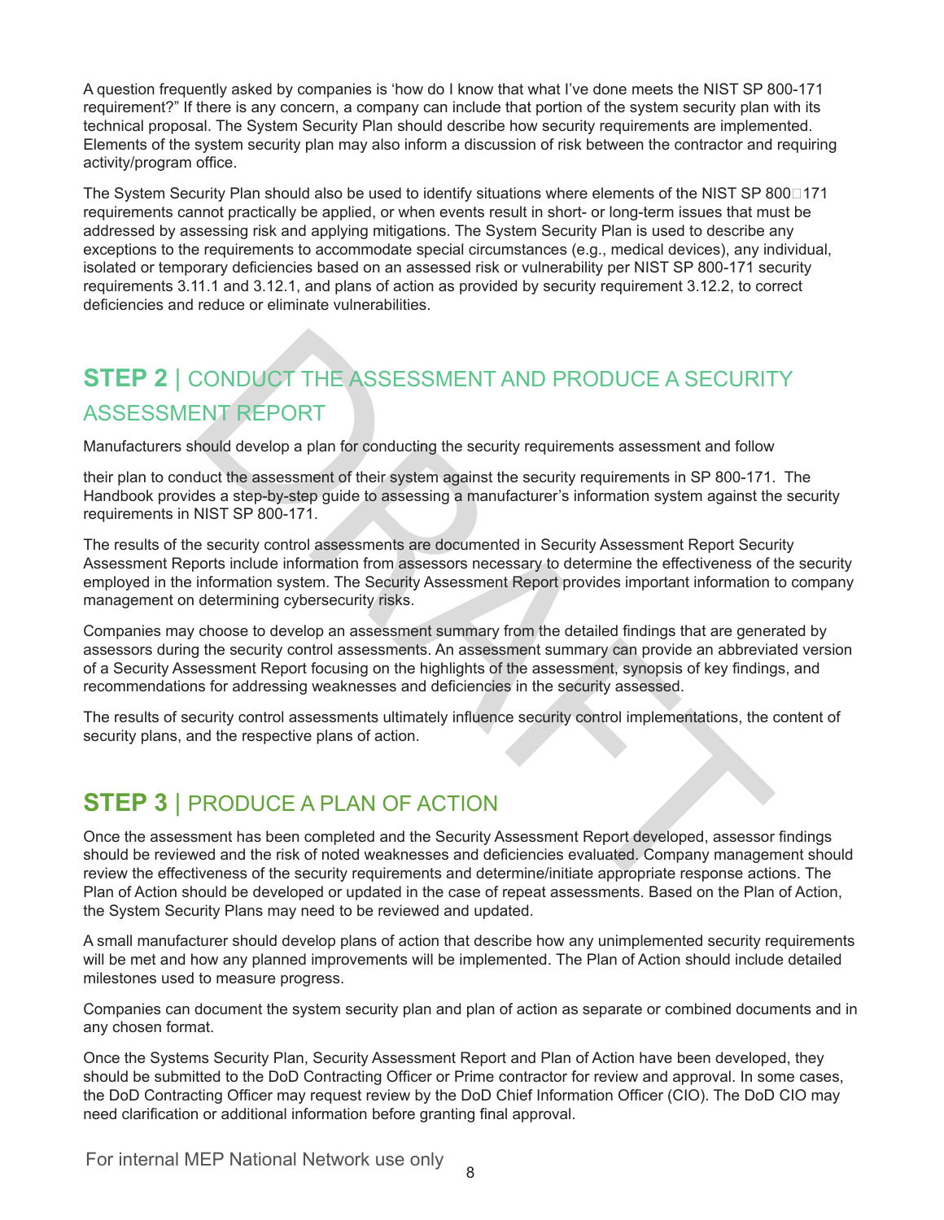A question frequently asked by companies is 'how do I know that what I've done meets the NIST SP 800-171 requirement?" If there is any concern, a company can include that portion of the system security plan with its technical proposal. The System Security Plan should describe how security requirements are implemented. Elements of the system security plan may also inform a discussion of risk between the contractor and requiring activity/program office.

The System Security Plan should also be used to identify situations where elements of the NIST SP 800-171 requirements cannot practically be applied, or when events result in short- or long-term issues that must be addressed by assessing risk and applying mitigations. The System Security Plan is used to describe any exceptions to the requirements to accommodate special circumstances (e.g., medical devices), any individual, isolated or temporary deficiencies based on an assessed risk or vulnerability per NIST SP 800-171 security requirements 3.11.1 and 3.12.1, and plans of action as provided by security requirement 3.12.2, to correct deficiencies and reduce or eliminate vulnerabilities.

## **STEP 2** | CONDUCT THE ASSESSMENT AND PRODUCE A SECURITY ASSESSMENT REPORT

Manufacturers should develop a plan for conducting the security requirements assessment and follow

their plan to conduct the assessment of their system against the security requirements in SP 800-171. The Handbook provides a step-by-step guide to assessing a manufacturer's information system against the security requirements in NIST SP 800-171.

The results of the security control assessments are documented in Security Assessment Report Security Assessment Reports include information from assessors necessary to determine the effectiveness of the security employed in the information system. The Security Assessment Report provides important information to company management on determining cybersecurity risks.

Companies may choose to develop an assessment summary from the detailed findings that are generated by assessors during the security control assessments. An assessment summary can provide an abbreviated version of a Security Assessment Report focusing on the highlights of the assessment, synopsis of key findings, and recommendations for addressing weaknesses and deficiencies in the security assessed.

The results of security control assessments ultimately influence security control implementations, the content of security plans, and the respective plans of action.

## **STEP 3** | PRODUCE A PLAN OF ACTION

Once the assessment has been completed and the Security Assessment Report developed, assessor findings should be reviewed and the risk of noted weaknesses and deficiencies evaluated. Company management should review the effectiveness of the security requirements and determine/initiate appropriate response actions. The Plan of Action should be developed or updated in the case of repeat assessments. Based on the Plan of Action, the System Security Plans may need to be reviewed and updated.

A small manufacturer should develop plans of action that describe how any unimplemented security requirements will be met and how any planned improvements will be implemented. The Plan of Action should include detailed milestones used to measure progress.

Companies can document the system security plan and plan of action as separate or combined documents and in any chosen format.

Once the Systems Security Plan, Security Assessment Report and Plan of Action have been developed, they should be submitted to the DoD Contracting Officer or Prime contractor for review and approval. In some cases, the DoD Contracting Officer may request review by the DoD Chief Information Officer (CIO). The DoD CIO may need clarification or additional information before granting final approval.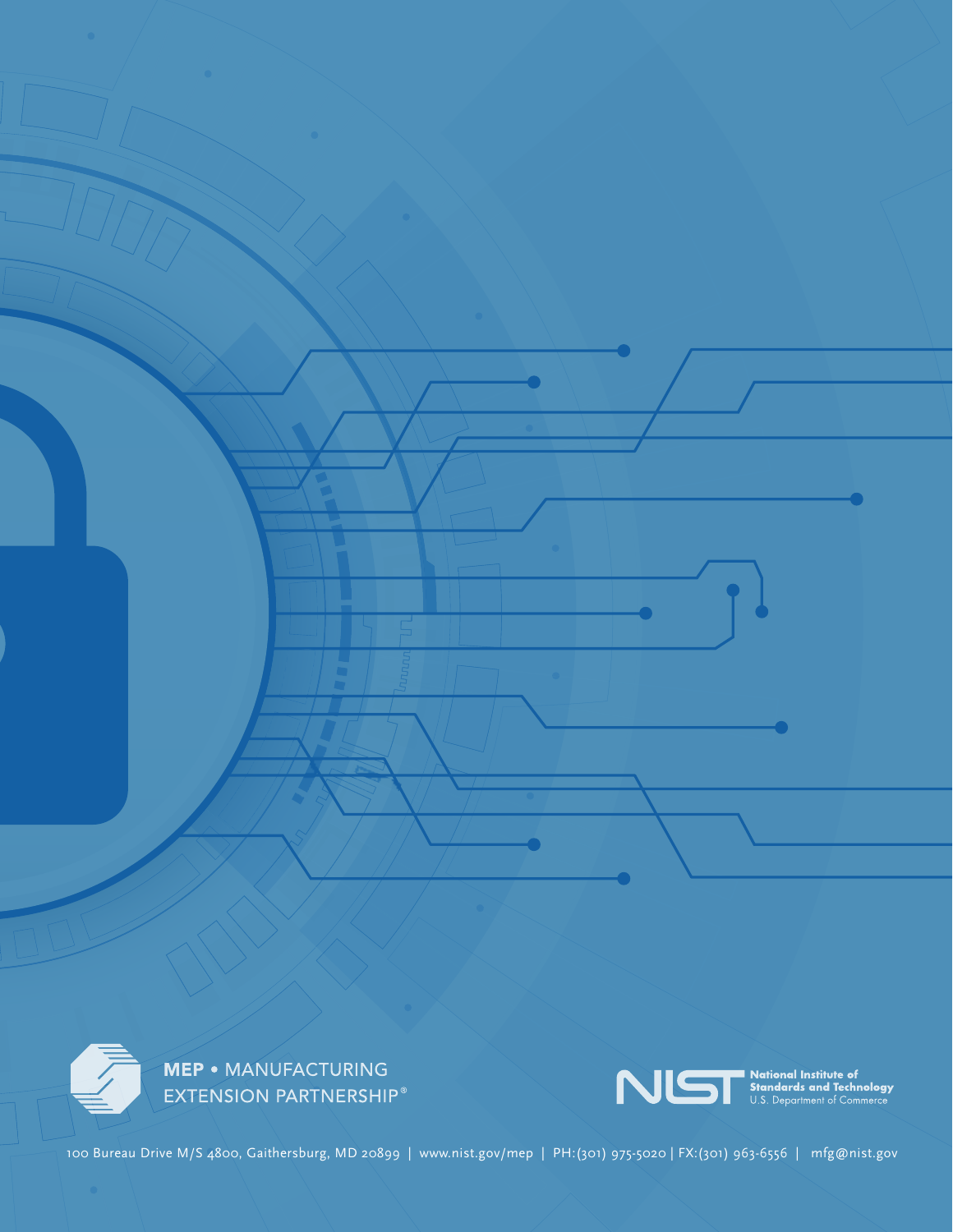**MEP** • MANUFACTURING EXTENSION PARTNERSHIP®

National Institute of Standards and Technology
U.S. Department of Commerce

100 Bureau Drive M/S 4800, Gaithersburg, MD 20899 | www.nist.gov/mep | PH:(301) 975-5020 | FX:(301) 963-6556 | mfg@nist.gov